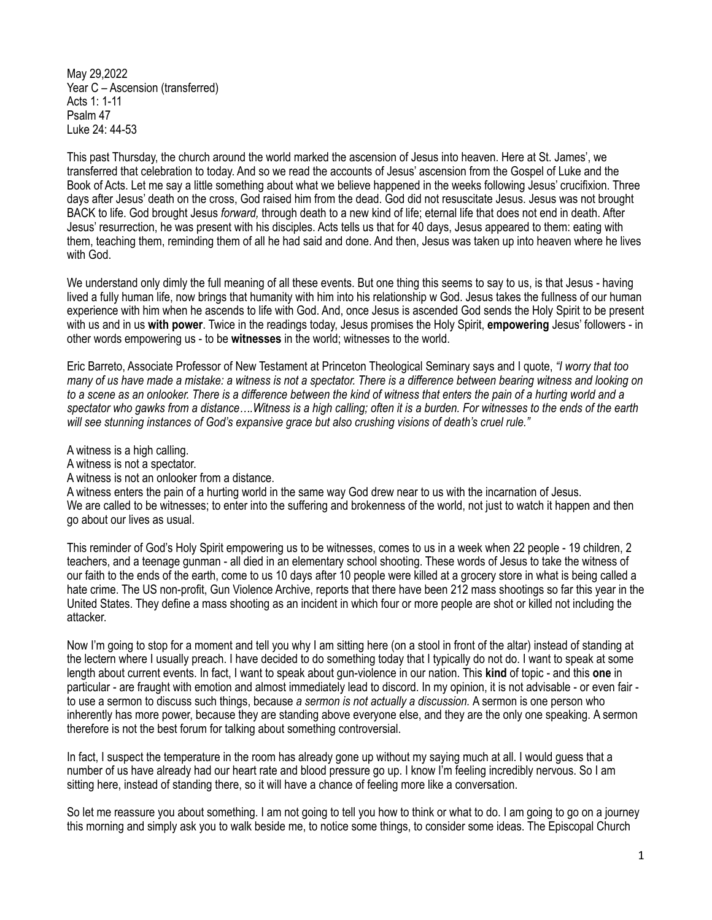May 29,2022
Year C – Ascension (transferred)
Acts 1: 1-11
Psalm 47
Luke 24: 44-53

This past Thursday, the church around the world marked the ascension of Jesus into heaven. Here at St. James', we transferred that celebration to today. And so we read the accounts of Jesus' ascension from the Gospel of Luke and the Book of Acts. Let me say a little something about what we believe happened in the weeks following Jesus' crucifixion. Three days after Jesus' death on the cross, God raised him from the dead. God did not resuscitate Jesus. Jesus was not brought BACK to life. God brought Jesus *forward,* through death to a new kind of life; eternal life that does not end in death. After Jesus' resurrection, he was present with his disciples. Acts tells us that for 40 days, Jesus appeared to them: eating with them, teaching them, reminding them of all he had said and done. And then, Jesus was taken up into heaven where he lives with God.

We understand only dimly the full meaning of all these events. But one thing this seems to say to us, is that Jesus - having lived a fully human life, now brings that humanity with him into his relationship w God. Jesus takes the fullness of our human experience with him when he ascends to life with God. And, once Jesus is ascended God sends the Holy Spirit to be present with us and in us **with power**. Twice in the readings today, Jesus promises the Holy Spirit, **empowering** Jesus' followers - in other words empowering us - to be **witnesses** in the world; witnesses to the world.

Eric Barreto, Associate Professor of New Testament at Princeton Theological Seminary says and I quote, *"I worry that too many of us have made a mistake: a witness is not a spectator. There is a difference between bearing witness and looking on to a scene as an onlooker. There is a difference between the kind of witness that enters the pain of a hurting world and a spectator who gawks from a distance….Witness is a high calling; often it is a burden. For witnesses to the ends of the earth will see stunning instances of God's expansive grace but also crushing visions of death's cruel rule."*

A witness is a high calling.
A witness is not a spectator.
A witness is not an onlooker from a distance.
A witness enters the pain of a hurting world in the same way God drew near to us with the incarnation of Jesus.
We are called to be witnesses; to enter into the suffering and brokenness of the world, not just to watch it happen and then go about our lives as usual.

This reminder of God's Holy Spirit empowering us to be witnesses, comes to us in a week when 22 people - 19 children, 2 teachers, and a teenage gunman - all died in an elementary school shooting. These words of Jesus to take the witness of our faith to the ends of the earth, come to us 10 days after 10 people were killed at a grocery store in what is being called a hate crime. The US non-profit, Gun Violence Archive, reports that there have been 212 mass shootings so far this year in the United States. They define a mass shooting as an incident in which four or more people are shot or killed not including the attacker.

Now I'm going to stop for a moment and tell you why I am sitting here (on a stool in front of the altar) instead of standing at the lectern where I usually preach. I have decided to do something today that I typically do not do. I want to speak at some length about current events. In fact, I want to speak about gun-violence in our nation. This **kind** of topic - and this **one** in particular - are fraught with emotion and almost immediately lead to discord. In my opinion, it is not advisable - or even fair - to use a sermon to discuss such things, because *a sermon is not actually a discussion.* A sermon is one person who inherently has more power, because they are standing above everyone else, and they are the only one speaking. A sermon therefore is not the best forum for talking about something controversial.

In fact, I suspect the temperature in the room has already gone up without my saying much at all. I would guess that a number of us have already had our heart rate and blood pressure go up. I know I'm feeling incredibly nervous. So I am sitting here, instead of standing there, so it will have a chance of feeling more like a conversation.

So let me reassure you about something. I am not going to tell you how to think or what to do. I am going to go on a journey this morning and simply ask you to walk beside me, to notice some things, to consider some ideas. The Episcopal Church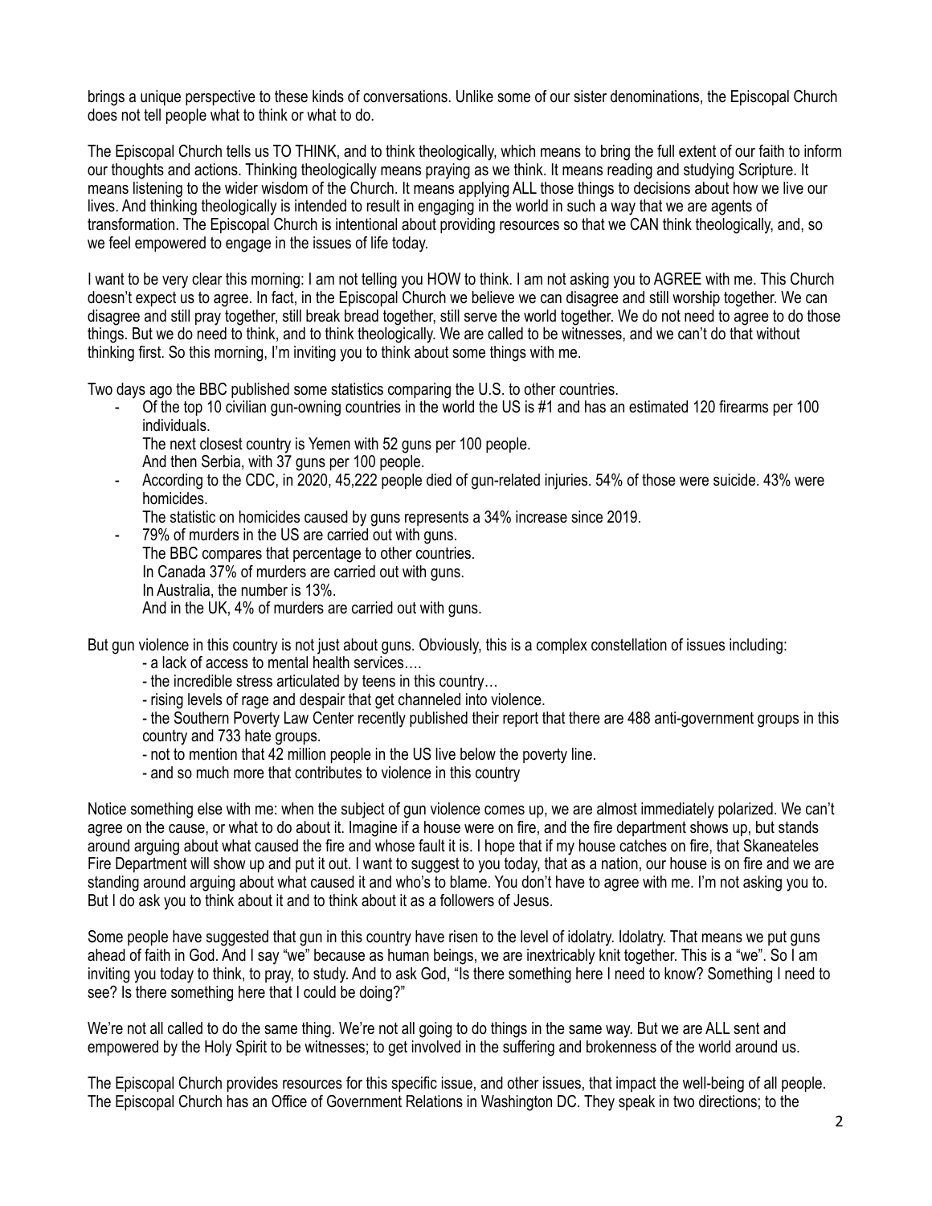brings a unique perspective to these kinds of conversations. Unlike some of our sister denominations, the Episcopal Church does not tell people what to think or what to do.

The Episcopal Church tells us TO THINK, and to think theologically, which means to bring the full extent of our faith to inform our thoughts and actions. Thinking theologically means praying as we think. It means reading and studying Scripture. It means listening to the wider wisdom of the Church. It means applying ALL those things to decisions about how we live our lives. And thinking theologically is intended to result in engaging in the world in such a way that we are agents of transformation. The Episcopal Church is intentional about providing resources so that we CAN think theologically, and, so we feel empowered to engage in the issues of life today.

I want to be very clear this morning: I am not telling you HOW to think. I am not asking you to AGREE with me. This Church doesn't expect us to agree. In fact, in the Episcopal Church we believe we can disagree and still worship together. We can disagree and still pray together, still break bread together, still serve the world together. We do not need to agree to do those things. But we do need to think, and to think theologically. We are called to be witnesses, and we can't do that without thinking first. So this morning, I'm inviting you to think about some things with me.

Two days ago the BBC published some statistics comparing the U.S. to other countries.

- Of the top 10 civilian gun-owning countries in the world the US is #1 and has an estimated 120 firearms per 100 individuals.
  The next closest country is Yemen with 52 guns per 100 people.
  And then Serbia, with 37 guns per 100 people.
- According to the CDC, in 2020, 45,222 people died of gun-related injuries. 54% of those were suicide. 43% were homicides.
  The statistic on homicides caused by guns represents a 34% increase since 2019.
- 79% of murders in the US are carried out with guns.
  The BBC compares that percentage to other countries.
  In Canada 37% of murders are carried out with guns.
  In Australia, the number is 13%.
  And in the UK, 4% of murders are carried out with guns.

But gun violence in this country is not just about guns. Obviously, this is a complex constellation of issues including:

- a lack of access to mental health services….
- the incredible stress articulated by teens in this country…
- rising levels of rage and despair that get channeled into violence.
- the Southern Poverty Law Center recently published their report that there are 488 anti-government groups in this country and 733 hate groups.
- not to mention that 42 million people in the US live below the poverty line.
- and so much more that contributes to violence in this country

Notice something else with me: when the subject of gun violence comes up, we are almost immediately polarized. We can't agree on the cause, or what to do about it. Imagine if a house were on fire, and the fire department shows up, but stands around arguing about what caused the fire and whose fault it is. I hope that if my house catches on fire, that Skaneateles Fire Department will show up and put it out. I want to suggest to you today, that as a nation, our house is on fire and we are standing around arguing about what caused it and who's to blame. You don't have to agree with me. I'm not asking you to. But I do ask you to think about it and to think about it as a followers of Jesus.

Some people have suggested that gun in this country have risen to the level of idolatry. Idolatry. That means we put guns ahead of faith in God. And I say "we" because as human beings, we are inextricably knit together. This is a "we". So I am inviting you today to think, to pray, to study. And to ask God, "Is there something here I need to know? Something I need to see? Is there something here that I could be doing?"

We're not all called to do the same thing. We're not all going to do things in the same way. But we are ALL sent and empowered by the Holy Spirit to be witnesses; to get involved in the suffering and brokenness of the world around us.

The Episcopal Church provides resources for this specific issue, and other issues, that impact the well-being of all people. The Episcopal Church has an Office of Government Relations in Washington DC. They speak in two directions; to the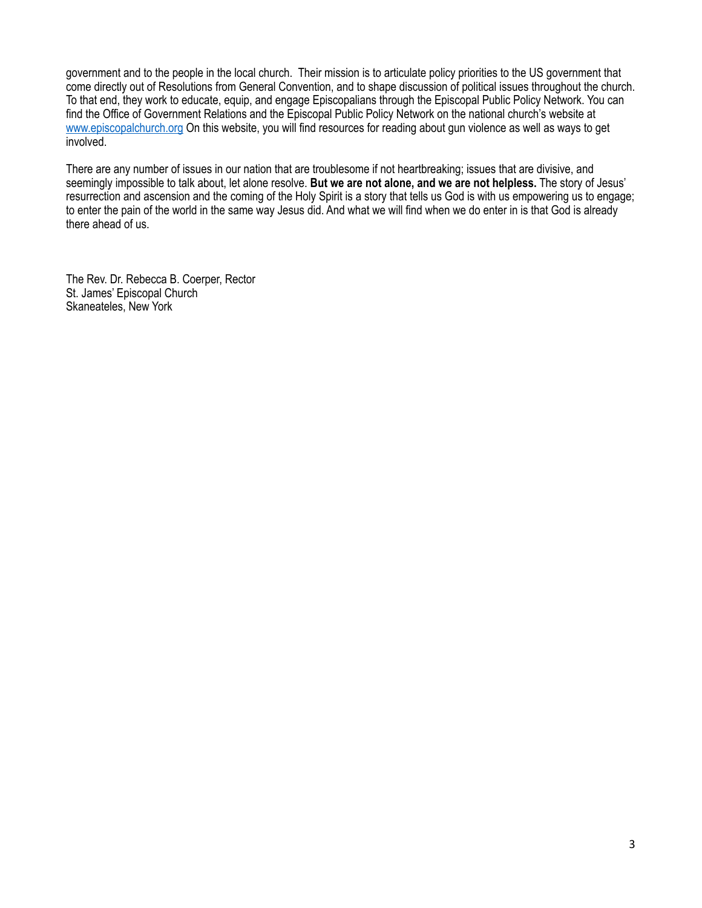government and to the people in the local church. Their mission is to articulate policy priorities to the US government that come directly out of Resolutions from General Convention, and to shape discussion of political issues throughout the church. To that end, they work to educate, equip, and engage Episcopalians through the Episcopal Public Policy Network. You can find the Office of Government Relations and the Episcopal Public Policy Network on the national church's website at [www.episcopalchurch.org](http://www.episcopalchurch.org) On this website, you will find resources for reading about gun violence as well as ways to get involved.

There are any number of issues in our nation that are troublesome if not heartbreaking; issues that are divisive, and seemingly impossible to talk about, let alone resolve. **But we are not alone, and we are not helpless.** The story of Jesus' resurrection and ascension and the coming of the Holy Spirit is a story that tells us God is with us empowering us to engage; to enter the pain of the world in the same way Jesus did. And what we will find when we do enter in is that God is already there ahead of us.

The Rev. Dr. Rebecca B. Coerper, Rector
St. James' Episcopal Church
Skaneateles, New York